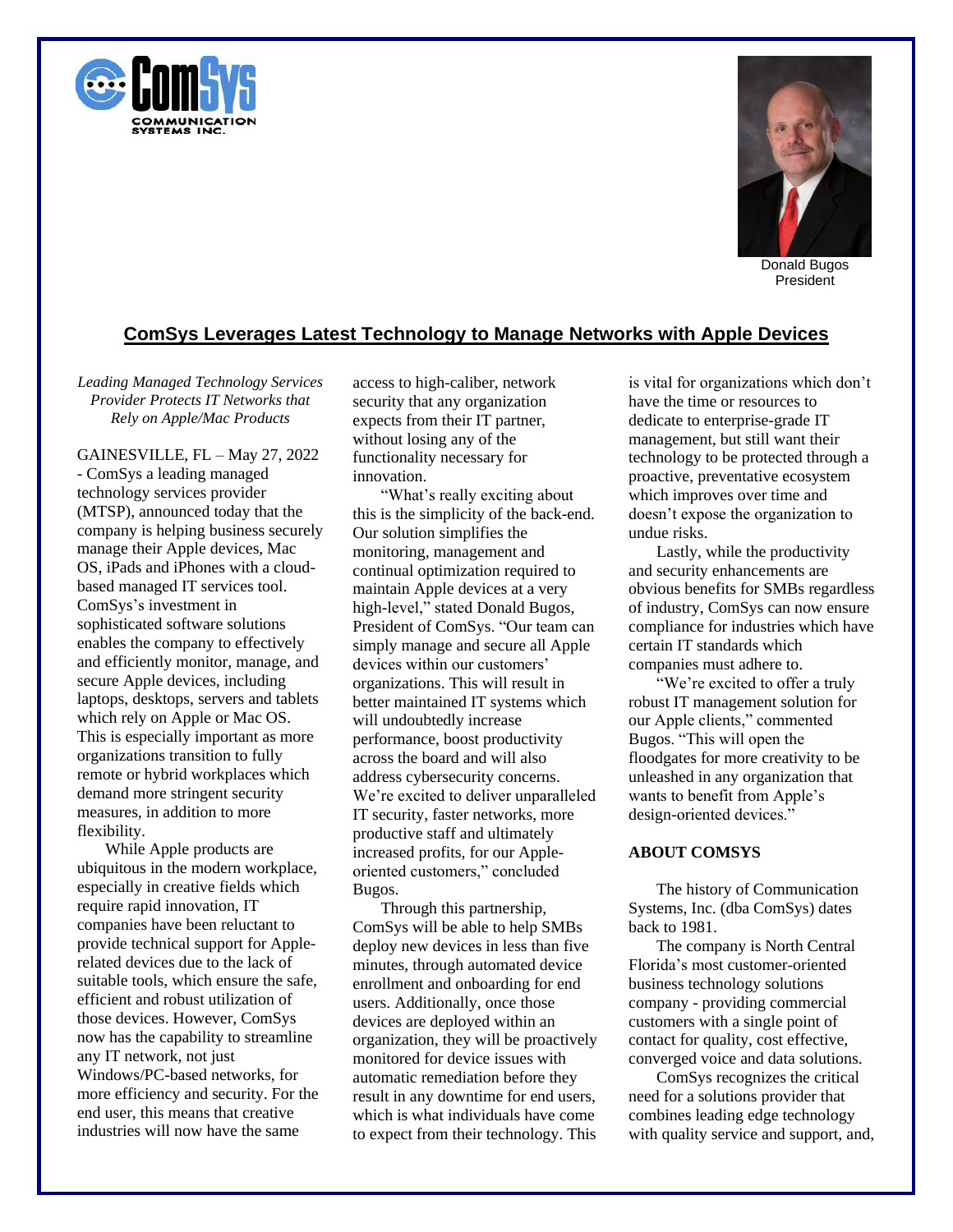Donald Bugos
President

# ComSys Leverages Latest Technology to Manage Networks with Apple Devices

*Leading Managed Technology Services Provider Protects IT Networks that Rely on Apple/Mac Products*

GAINESVILLE, FL – May 27, 2022 - ComSys a leading managed technology services provider (MTSP), announced today that the company is helping business securely manage their Apple devices, Mac OS, iPads and iPhones with a cloud-based managed IT services tool. ComSys's investment in sophisticated software solutions enables the company to effectively and efficiently monitor, manage, and secure Apple devices, including laptops, desktops, servers and tablets which rely on Apple or Mac OS. This is especially important as more organizations transition to fully remote or hybrid workplaces which demand more stringent security measures, in addition to more flexibility.

While Apple products are ubiquitous in the modern workplace, especially in creative fields which require rapid innovation, IT companies have been reluctant to provide technical support for Apple-related devices due to the lack of suitable tools, which ensure the safe, efficient and robust utilization of those devices. However, ComSys now has the capability to streamline any IT network, not just Windows/PC-based networks, for more efficiency and security. For the end user, this means that creative industries will now have the same access to high-caliber, network security that any organization expects from their IT partner, without losing any of the functionality necessary for innovation.

"What's really exciting about this is the simplicity of the back-end. Our solution simplifies the monitoring, management and continual optimization required to maintain Apple devices at a very high-level," stated Donald Bugos, President of ComSys. "Our team can simply manage and secure all Apple devices within our customers' organizations. This will result in better maintained IT systems which will undoubtedly increase performance, boost productivity across the board and will also address cybersecurity concerns. We're excited to deliver unparalleled IT security, faster networks, more productive staff and ultimately increased profits, for our Apple-oriented customers," concluded Bugos.

Through this partnership, ComSys will be able to help SMBs deploy new devices in less than five minutes, through automated device enrollment and onboarding for end users. Additionally, once those devices are deployed within an organization, they will be proactively monitored for device issues with automatic remediation before they result in any downtime for end users, which is what individuals have come to expect from their technology. This is vital for organizations which don't have the time or resources to dedicate to enterprise-grade IT management, but still want their technology to be protected through a proactive, preventative ecosystem which improves over time and doesn't expose the organization to undue risks.

Lastly, while the productivity and security enhancements are obvious benefits for SMBs regardless of industry, ComSys can now ensure compliance for industries which have certain IT standards which companies must adhere to.

"We're excited to offer a truly robust IT management solution for our Apple clients," commented Bugos. "This will open the floodgates for more creativity to be unleashed in any organization that wants to benefit from Apple's design-oriented devices."

**ABOUT COMSYS**

The history of Communication Systems, Inc. (dba ComSys) dates back to 1981.

The company is North Central Florida's most customer-oriented business technology solutions company - providing commercial customers with a single point of contact for quality, cost effective, converged voice and data solutions.

ComSys recognizes the critical need for a solutions provider that combines leading edge technology with quality service and support, and,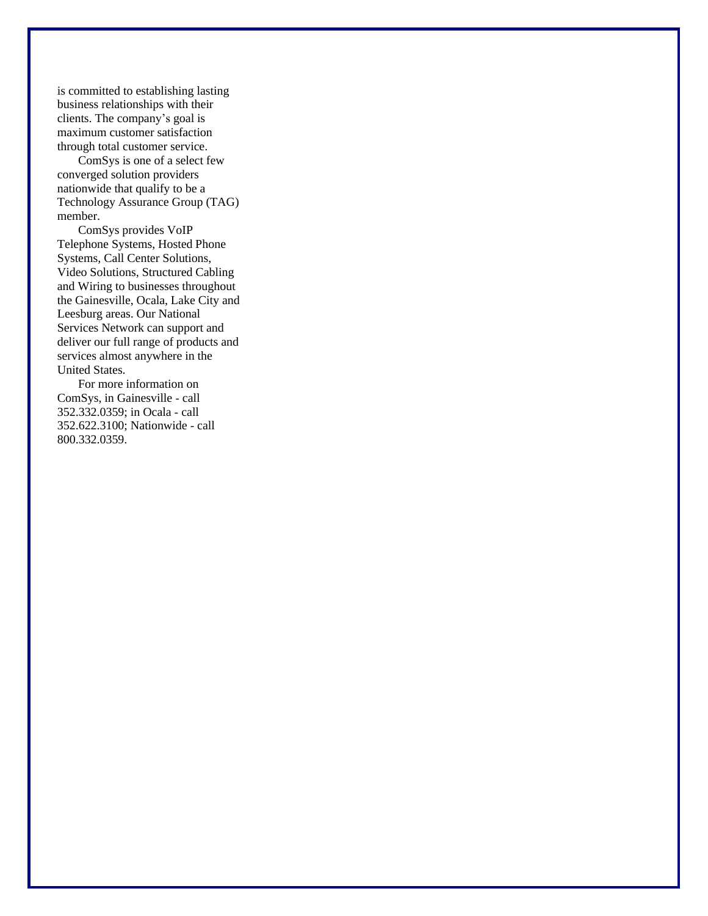is committed to establishing lasting business relationships with their clients. The company's goal is maximum customer satisfaction through total customer service.

ComSys is one of a select few converged solution providers nationwide that qualify to be a Technology Assurance Group (TAG) member.

ComSys provides VoIP Telephone Systems, Hosted Phone Systems, Call Center Solutions, Video Solutions, Structured Cabling and Wiring to businesses throughout the Gainesville, Ocala, Lake City and Leesburg areas. Our National Services Network can support and deliver our full range of products and services almost anywhere in the United States.

For more information on ComSys, in Gainesville - call 352.332.0359; in Ocala - call 352.622.3100; Nationwide - call 800.332.0359.